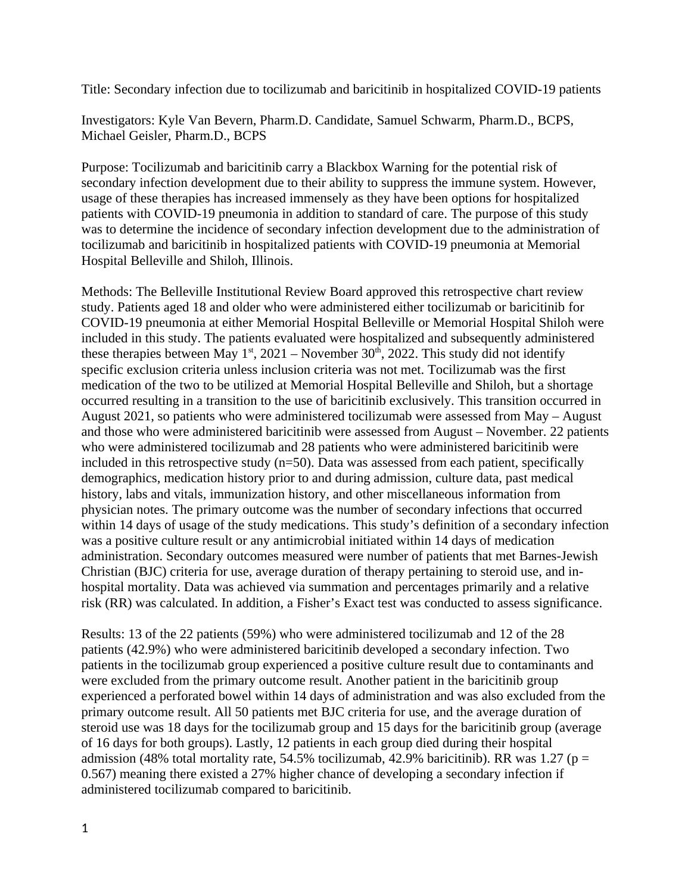Title: Secondary infection due to tocilizumab and baricitinib in hospitalized COVID-19 patients

Investigators: Kyle Van Bevern, Pharm.D. Candidate, Samuel Schwarm, Pharm.D., BCPS, Michael Geisler, Pharm.D., BCPS

Purpose: Tocilizumab and baricitinib carry a Blackbox Warning for the potential risk of secondary infection development due to their ability to suppress the immune system. However, usage of these therapies has increased immensely as they have been options for hospitalized patients with COVID-19 pneumonia in addition to standard of care. The purpose of this study was to determine the incidence of secondary infection development due to the administration of tocilizumab and baricitinib in hospitalized patients with COVID-19 pneumonia at Memorial Hospital Belleville and Shiloh, Illinois.

Methods: The Belleville Institutional Review Board approved this retrospective chart review study. Patients aged 18 and older who were administered either tocilizumab or baricitinib for COVID-19 pneumonia at either Memorial Hospital Belleville or Memorial Hospital Shiloh were included in this study. The patients evaluated were hospitalized and subsequently administered these therapies between May 1st, 2021 – November 30th, 2022. This study did not identify specific exclusion criteria unless inclusion criteria was not met. Tocilizumab was the first medication of the two to be utilized at Memorial Hospital Belleville and Shiloh, but a shortage occurred resulting in a transition to the use of baricitinib exclusively. This transition occurred in August 2021, so patients who were administered tocilizumab were assessed from May – August and those who were administered baricitinib were assessed from August – November. 22 patients who were administered tocilizumab and 28 patients who were administered baricitinib were included in this retrospective study (n=50). Data was assessed from each patient, specifically demographics, medication history prior to and during admission, culture data, past medical history, labs and vitals, immunization history, and other miscellaneous information from physician notes. The primary outcome was the number of secondary infections that occurred within 14 days of usage of the study medications. This study's definition of a secondary infection was a positive culture result or any antimicrobial initiated within 14 days of medication administration. Secondary outcomes measured were number of patients that met Barnes-Jewish Christian (BJC) criteria for use, average duration of therapy pertaining to steroid use, and in-hospital mortality. Data was achieved via summation and percentages primarily and a relative risk (RR) was calculated. In addition, a Fisher's Exact test was conducted to assess significance.

Results: 13 of the 22 patients (59%) who were administered tocilizumab and 12 of the 28 patients (42.9%) who were administered baricitinib developed a secondary infection. Two patients in the tocilizumab group experienced a positive culture result due to contaminants and were excluded from the primary outcome result. Another patient in the baricitinib group experienced a perforated bowel within 14 days of administration and was also excluded from the primary outcome result. All 50 patients met BJC criteria for use, and the average duration of steroid use was 18 days for the tocilizumab group and 15 days for the baricitinib group (average of 16 days for both groups). Lastly, 12 patients in each group died during their hospital admission (48% total mortality rate, 54.5% tocilizumab, 42.9% baricitinib). RR was 1.27 ($p = 0.567$) meaning there existed a 27% higher chance of developing a secondary infection if administered tocilizumab compared to baricitinib.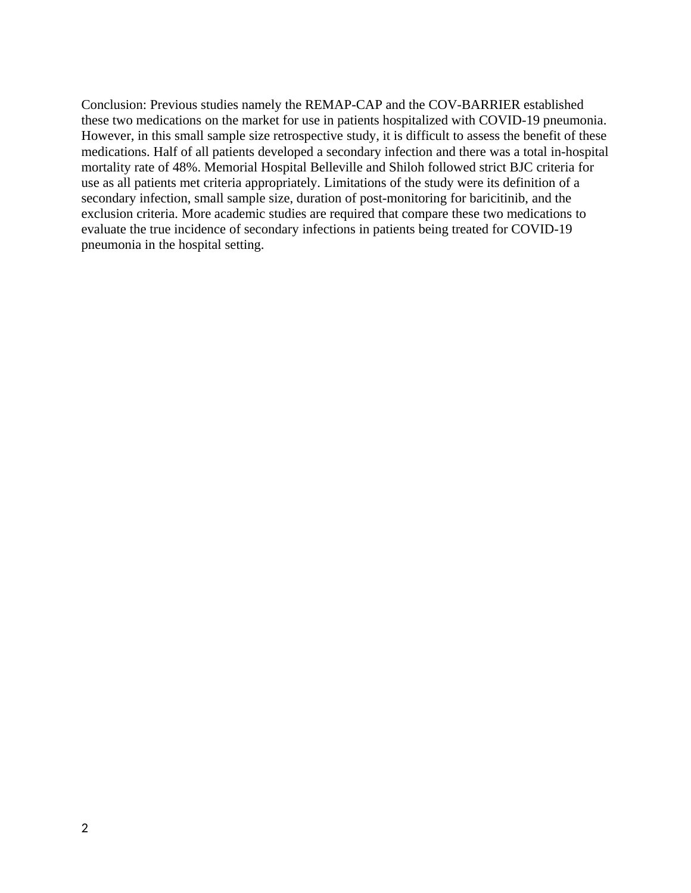Conclusion: Previous studies namely the REMAP-CAP and the COV-BARRIER established these two medications on the market for use in patients hospitalized with COVID-19 pneumonia. However, in this small sample size retrospective study, it is difficult to assess the benefit of these medications. Half of all patients developed a secondary infection and there was a total in-hospital mortality rate of 48%. Memorial Hospital Belleville and Shiloh followed strict BJC criteria for use as all patients met criteria appropriately. Limitations of the study were its definition of a secondary infection, small sample size, duration of post-monitoring for baricitinib, and the exclusion criteria. More academic studies are required that compare these two medications to evaluate the true incidence of secondary infections in patients being treated for COVID-19 pneumonia in the hospital setting.